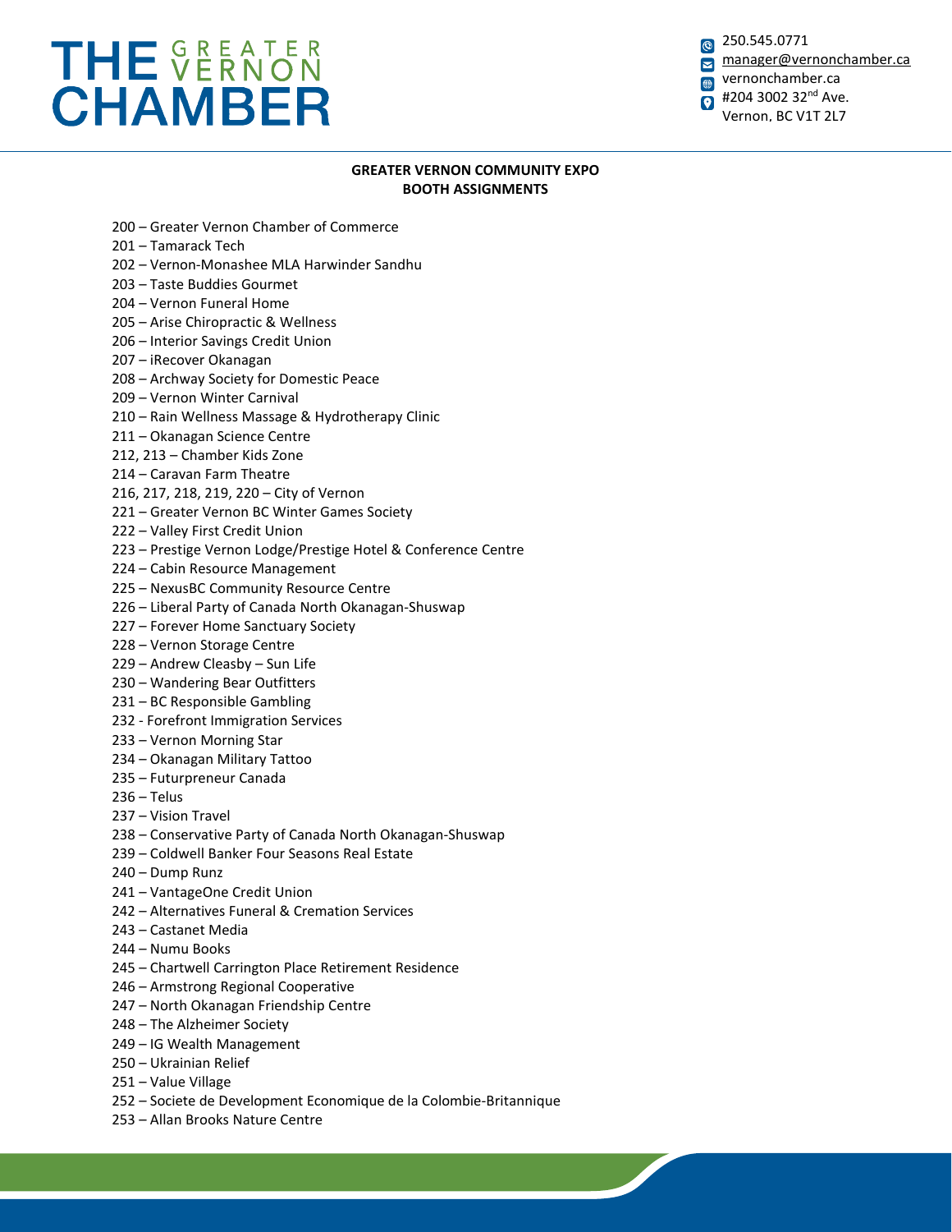# THE GREATER VERNON CHAMBER

250.545.0771
manager@vernonchamber.ca
vernonchamber.ca
#204 3002 32nd Ave.
Vernon, BC V1T 2L7

## GREATER VERNON COMMUNITY EXPO
## BOOTH ASSIGNMENTS

200 – Greater Vernon Chamber of Commerce
201 – Tamarack Tech
202 – Vernon-Monashee MLA Harwinder Sandhu
203 – Taste Buddies Gourmet
204 – Vernon Funeral Home
205 – Arise Chiropractic & Wellness
206 – Interior Savings Credit Union
207 – iRecover Okanagan
208 – Archway Society for Domestic Peace
209 – Vernon Winter Carnival
210 – Rain Wellness Massage & Hydrotherapy Clinic
211 – Okanagan Science Centre
212, 213 – Chamber Kids Zone
214 – Caravan Farm Theatre
216, 217, 218, 219, 220 – City of Vernon
221 – Greater Vernon BC Winter Games Society
222 – Valley First Credit Union
223 – Prestige Vernon Lodge/Prestige Hotel & Conference Centre
224 – Cabin Resource Management
225 – NexusBC Community Resource Centre
226 – Liberal Party of Canada North Okanagan-Shuswap
227 – Forever Home Sanctuary Society
228 – Vernon Storage Centre
229 – Andrew Cleasby – Sun Life
230 – Wandering Bear Outfitters
231 – BC Responsible Gambling
232 - Forefront Immigration Services
233 – Vernon Morning Star
234 – Okanagan Military Tattoo
235 – Futurpreneur Canada
236 – Telus
237 – Vision Travel
238 – Conservative Party of Canada North Okanagan-Shuswap
239 – Coldwell Banker Four Seasons Real Estate
240 – Dump Runz
241 – VantageOne Credit Union
242 – Alternatives Funeral & Cremation Services
243 – Castanet Media
244 – Numu Books
245 – Chartwell Carrington Place Retirement Residence
246 – Armstrong Regional Cooperative
247 – North Okanagan Friendship Centre
248 – The Alzheimer Society
249 – IG Wealth Management
250 – Ukrainian Relief
251 – Value Village
252 – Societe de Development Economique de la Colombie-Britannique
253 – Allan Brooks Nature Centre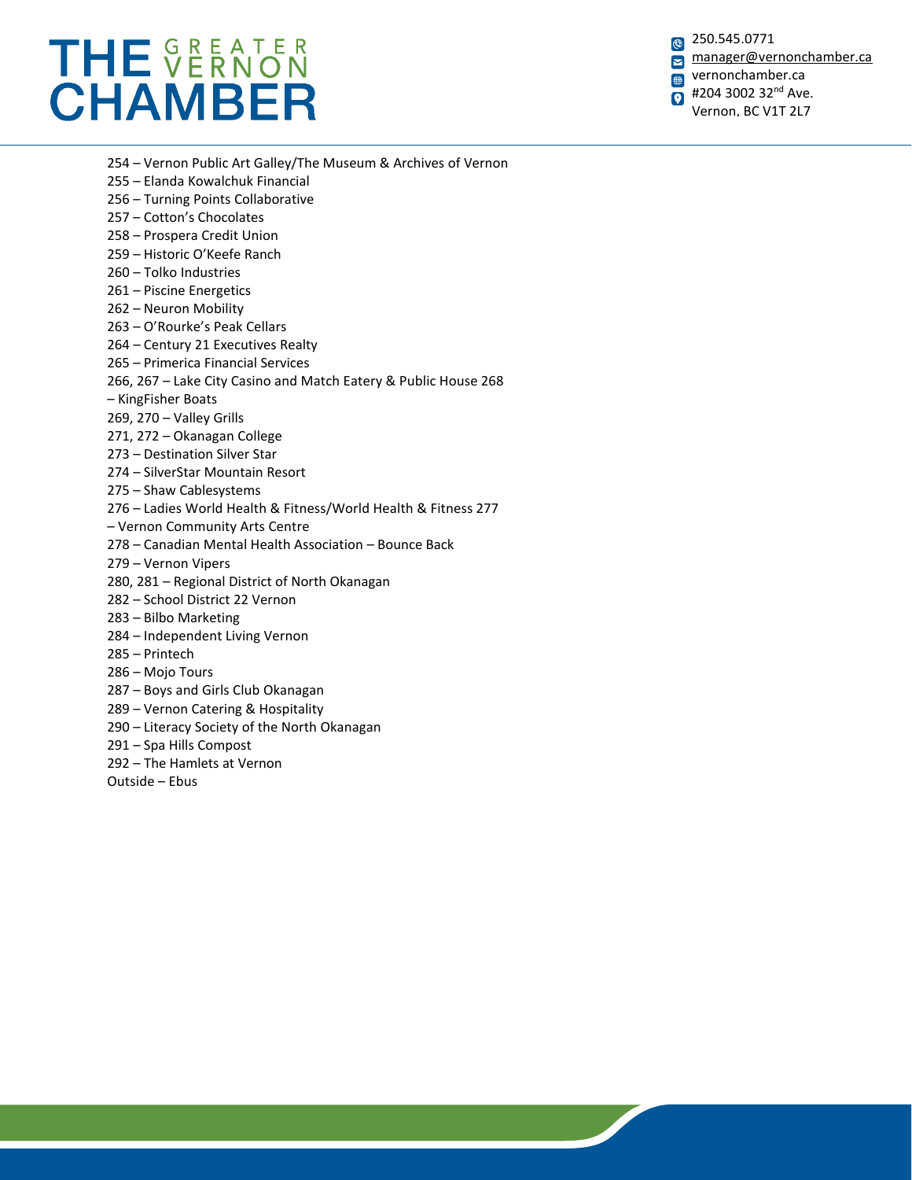254 – Vernon Public Art Galley/The Museum & Archives of Vernon
255 – Elanda Kowalchuk Financial
256 – Turning Points Collaborative
257 – Cotton's Chocolates
258 – Prospera Credit Union
259 – Historic O'Keefe Ranch
260 – Tolko Industries
261 – Piscine Energetics
262 – Neuron Mobility
263 – O'Rourke's Peak Cellars
264 – Century 21 Executives Realty
265 – Primerica Financial Services
266, 267 – Lake City Casino and Match Eatery & Public House 268 – KingFisher Boats
269, 270 – Valley Grills
271, 272 – Okanagan College
273 – Destination Silver Star
274 – SilverStar Mountain Resort
275 – Shaw Cablesystems
276 – Ladies World Health & Fitness/World Health & Fitness 277 – Vernon Community Arts Centre
278 – Canadian Mental Health Association – Bounce Back
279 – Vernon Vipers
280, 281 – Regional District of North Okanagan
282 – School District 22 Vernon
283 – Bilbo Marketing
284 – Independent Living Vernon
285 – Printech
286 – Mojo Tours
287 – Boys and Girls Club Okanagan
289 – Vernon Catering & Hospitality
290 – Literacy Society of the North Okanagan
291 – Spa Hills Compost
292 – The Hamlets at Vernon
Outside – Ebus